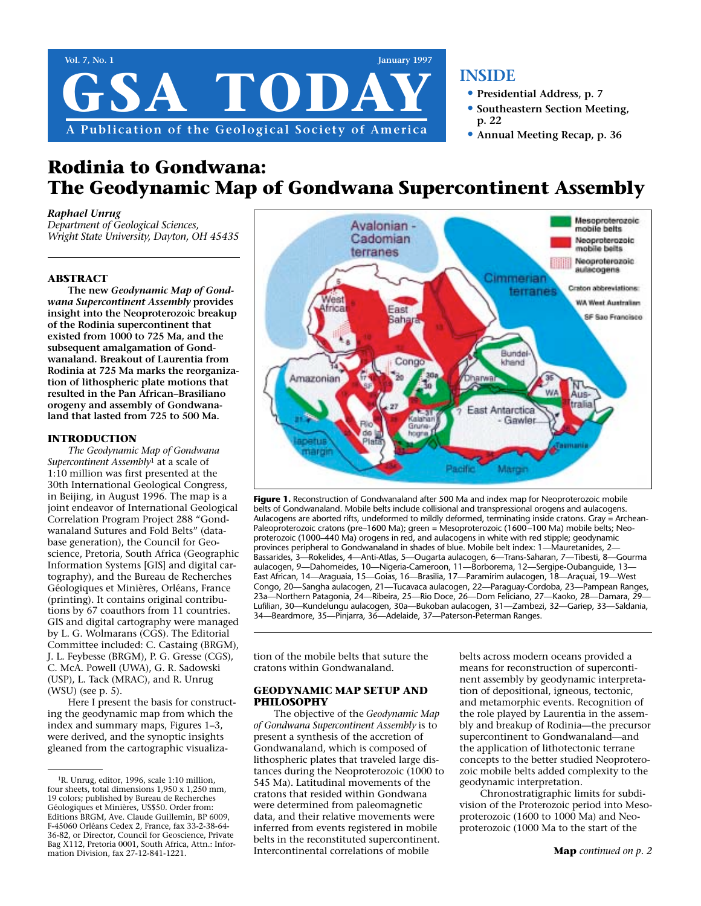# GSA TODAY

A Publication of the Geological Society of America

Vol. 7, No. 1 — January 1997

**INSIDE**

- **Presidential Address, p. 7**
- **Southeastern Section Meeting, p. 22**
- **Annual Meeting Recap, p. 36**

# Rodinia to Gondwana: The Geodynamic Map of Gondwana Supercontinent Assembly

*Raphael Unrug*
*Department of Geological Sciences, Wright State University, Dayton, OH 45435*

## ABSTRACT

**The new *Geodynamic Map of Gondwana Supercontinent Assembly* provides insight into the Neoproterozoic breakup of the Rodinia supercontinent that existed from 1000 to 725 Ma, and the subsequent amalgamation of Gondwanaland. Breakout of Laurentia from Rodinia at 725 Ma marks the reorganization of lithospheric plate motions that resulted in the Pan African–Brasiliano orogeny and assembly of Gondwanaland that lasted from 725 to 500 Ma.**

## INTRODUCTION

*The Geodynamic Map of Gondwana Supercontinent Assembly*[1] at a scale of 1:10 million was first presented at the 30th International Geological Congress, in Beijing, in August 1996. The map is a joint endeavor of International Geological Correlation Program Project 288 "Gondwanaland Sutures and Fold Belts" (database generation), the Council for Geoscience, Pretoria, South Africa (Geographic Information Systems [GIS] and digital cartography), and the Bureau de Recherches Géologiques et Minières, Orléans, France (printing). It contains original contributions by 67 coauthors from 11 countries. GIS and digital cartography were managed by L. G. Wolmarans (CGS). The Editorial Committee included: C. Castaing (BRGM), J. L. Feybesse (BRGM), P. G. Gresse (CGS), C. McA. Powell (UWA), G. R. Sadowski (USP), L. Tack (MRAC), and R. Unrug (WSU) (see p. 5).

Here I present the basis for constructing the geodynamic map from which the index and summary maps, Figures 1–3, were derived, and the synoptic insights gleaned from the cartographic visualization of the mobile belts that suture the cratons within Gondwanaland.

**Figure 1.** Reconstruction of Gondwanaland after 500 Ma and index map for Neoproterozoic mobile belts of Gondwanaland. Mobile belts include collisional and transpressional orogens and aulacogens. Aulacogens are aborted rifts, undeformed to mildly deformed, terminating inside cratons. Gray = Archean-Paleoproterozoic cratons (pre–1600 Ma); green = Mesoproterozoic (1600–100 Ma) mobile belts; Neoproterozoic (1000–440 Ma) orogens in red, and aulacogens in white with red stipple; geodynamic provinces peripheral to Gondwanaland in shades of blue. Mobile belt index: 1—Mauretanides, 2—Bassarides, 3—Rokelides, 4—Anti-Atlas, 5—Ougarta aulacogen, 6—Trans-Saharan, 7—Tibesti, 8—Gourma aulacogen, 9—Dahomeides, 10—Nigeria-Cameroon, 11—Borborema, 12—Sergipe-Oubanguide, 13—East African, 14—Araguaia, 15—Goias, 16—Brasilia, 17—Paramirim aulacogen, 18—Araçuai, 19—West Congo, 20—Sangha aulacogen, 21—Tucavaca aulacogen, 22—Paraguay-Cordoba, 23—Pampean Ranges, 23a—Northern Patagonia, 24—Ribeira, 25—Rio Doce, 26—Dom Feliciano, 27—Kaoko, 28—Damara, 29—Lufilian, 30—Kundelungu aulacogen, 30a—Bukoban aulacogen, 31—Zambezi, 32—Gariep, 33—Saldania, 34—Beardmore, 35—Pinjarra, 36—Adelaide, 37—Paterson-Peterman Ranges.

## GEODYNAMIC MAP SETUP AND PHILOSOPHY

The objective of the *Geodynamic Map of Gondwana Supercontinent Assembly* is to present a synthesis of the accretion of Gondwanaland, which is composed of lithospheric plates that traveled large distances during the Neoproterozoic (1000 to 545 Ma). Latitudinal movements of the cratons that resided within Gondwana were determined from paleomagnetic data, and their relative movements were inferred from events registered in mobile belts in the reconstituted supercontinent. Intercontinental correlations of mobile belts across modern oceans provided a means for reconstruction of supercontinent assembly by geodynamic interpretation of depositional, igneous, tectonic, and metamorphic events. Recognition of the role played by Laurentia in the assembly and breakup of Rodinia—the precursor supercontinent to Gondwanaland—and the application of lithotectonic terrane concepts to the better studied Neoproterozoic mobile belts added complexity to the geodynamic interpretation.

Chronostratigraphic limits for subdivision of the Proterozoic period into Mesoproterozoic (1600 to 1000 Ma) and Neoproterozoic (1000 Ma to the start of the

**Map** *continued on p. 2*

---

[1]R. Unrug, editor, 1996, scale 1:10 million, four sheets, total dimensions 1,950 x 1,250 mm, 19 colors; published by Bureau de Recherches Géologiques et Minières, US$50. Order from: Editions BRGM, Ave. Claude Guillemin, BP 6009, F-45060 Orléans Cedex 2, France, fax 33-2-38-64-36-82, or Director, Council for Geoscience, Private Bag X112, Pretoria 0001, South Africa, Attn.: Information Division, fax 27-12-841-1221.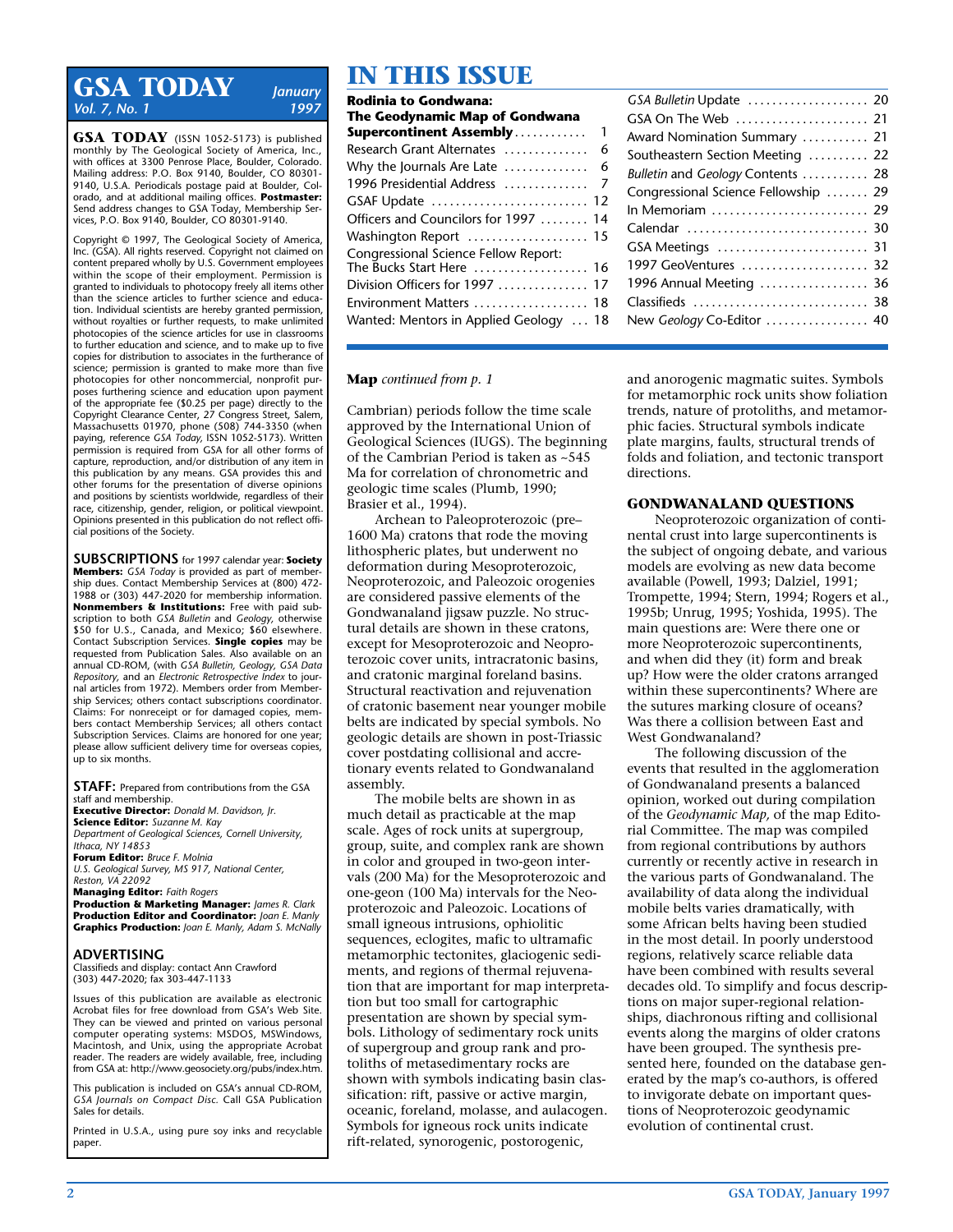# GSA TODAY

*January 1997*
*Vol. 7, No. 1*

**GSA TODAY** (ISSN 1052-5173) is published monthly by The Geological Society of America, Inc., with offices at 3300 Penrose Place, Boulder, Colorado. Mailing address: P.O. Box 9140, Boulder, CO 80301-9140, U.S.A. Periodicals postage paid at Boulder, Colorado, and at additional mailing offices. **Postmaster:** Send address changes to GSA Today, Membership Services, P.O. Box 9140, Boulder, CO 80301-9140.

Copyright © 1997, The Geological Society of America, Inc. (GSA). All rights reserved. Copyright not claimed on content prepared wholly by U.S. Government employees within the scope of their employment. Permission is granted to individuals to photocopy freely all items other than the science articles to further science and education. Individual scientists are hereby granted permission, without royalties or further requests, to make unlimited photocopies of the science articles for use in classrooms to further education and science, and to make up to five copies for distribution to associates in the furtherance of science; permission is granted to make more than five photocopies for other noncommercial, nonprofit purposes furthering science and education upon payment of the appropriate fee ($0.25 per page) directly to the Copyright Clearance Center, 27 Congress Street, Salem, Massachusetts 01970, phone (508) 744-3350 (when paying, reference *GSA Today,* ISSN 1052-5173). Written permission is required from GSA for all other forms of capture, reproduction, and/or distribution of any item in this publication by any means. GSA provides this and other forums for the presentation of diverse opinions and positions by scientists worldwide, regardless of their race, citizenship, gender, religion, or political viewpoint. Opinions presented in this publication do not reflect official positions of the Society.

**SUBSCRIPTIONS** for 1997 calendar year: **Society Members:** *GSA Today* is provided as part of membership dues. Contact Membership Services at (800) 472-1988 or (303) 447-2020 for membership information. **Nonmembers & Institutions:** Free with paid subscription to both *GSA Bulletin* and *Geology,* otherwise $50 for U.S., Canada, and Mexico; $60 elsewhere. Contact Subscription Services. **Single copies** may be requested from Publication Sales. Also available on an annual CD-ROM, (with *GSA Bulletin, Geology, GSA Data Repository,* and an *Electronic Retrospective Index* to journal articles from 1972). Members order from Membership Services; others contact subscriptions coordinator. Claims: For nonreceipt or for damaged copies, members contact Membership Services; all others contact Subscription Services. Claims are honored for one year; please allow sufficient delivery time for overseas copies, up to six months.

**STAFF:** Prepared from contributions from the GSA staff and membership.
**Executive Director:** *Donald M. Davidson, Jr.*
**Science Editor:** *Suzanne M. Kay*
*Department of Geological Sciences, Cornell University, Ithaca, NY 14853*
**Forum Editor:** *Bruce F. Molnia*
*U.S. Geological Survey, MS 917, National Center, Reston, VA 22092*
**Managing Editor:** *Faith Rogers*
**Production & Marketing Manager:** *James R. Clark*
**Production Editor and Coordinator:** *Joan E. Manly*
**Graphics Production:** *Joan E. Manly, Adam S. McNally*

**ADVERTISING**
Classifieds and display: contact Ann Crawford
(303) 447-2020; fax 303-447-1133

Issues of this publication are available as electronic Acrobat files for free download from GSA's Web Site. They can be viewed and printed on various personal computer operating systems: MSDOS, MSWindows, Macintosh, and Unix, using the appropriate Acrobat reader. The readers are widely available, free, including from GSA at: http://www.geosociety.org/pubs/index.htm.

This publication is included on GSA's annual CD-ROM, *GSA Journals on Compact Disc.* Call GSA Publication Sales for details.

Printed in U.S.A., using pure soy inks and recyclable paper.

# IN THIS ISSUE

**Rodinia to Gondwana: The Geodynamic Map of Gondwana Supercontinent Assembly** ........... 1
Research Grant Alternates .............. 6
Why the Journals Are Late .............. 6
1996 Presidential Address .............. 7
GSAF Update .......................... 12
Officers and Councilors for 1997 ........ 14
Washington Report .................... 15
Congressional Science Fellow Report: The Bucks Start Here ................... 16
Division Officers for 1997 ............... 17
Environment Matters ................... 18
Wanted: Mentors in Applied Geology ... 18
*GSA Bulletin* Update .................... 20
GSA On The Web ...................... 21
Award Nomination Summary ........... 21
Southeastern Section Meeting .......... 22
*Bulletin* and *Geology* Contents ........... 28
Congressional Science Fellowship ....... 29
In Memoriam .......................... 29
Calendar .............................. 30
GSA Meetings ......................... 31
1997 GeoVentures ..................... 32
1996 Annual Meeting .................. 36
Classifieds ............................ 38
New *Geology* Co-Editor ................. 40

**Map** *continued from p. 1*

Cambrian) periods follow the time scale approved by the International Union of Geological Sciences (IUGS). The beginning of the Cambrian Period is taken as ~545 Ma for correlation of chronometric and geologic time scales (Plumb, 1990; Brasier et al., 1994).

Archean to Paleoproterozoic (pre–1600 Ma) cratons that rode the moving lithospheric plates, but underwent no deformation during Mesoproterozoic, Neoproterozoic, and Paleozoic orogenies are considered passive elements of the Gondwanaland jigsaw puzzle. No structural details are shown in these cratons, except for Mesoproterozoic and Neoproterozoic cover units, intracratonic basins, and cratonic marginal foreland basins. Structural reactivation and rejuvenation of cratonic basement near younger mobile belts are indicated by special symbols. No geologic details are shown in post-Triassic cover postdating collisional and accretionary events related to Gondwanaland assembly.

The mobile belts are shown in as much detail as practicable at the map scale. Ages of rock units at supergroup, group, suite, and complex rank are shown in color and grouped in two-geon intervals (200 Ma) for the Mesoproterozoic and one-geon (100 Ma) intervals for the Neoproterozoic and Paleozoic. Locations of small igneous intrusions, ophiolitic sequences, eclogites, mafic to ultramafic metamorphic tectonites, glaciogenic sediments, and regions of thermal rejuvenation that are important for map interpretation but too small for cartographic presentation are shown by special symbols. Lithology of sedimentary rock units of supergroup and group rank and protoliths of metasedimentary rocks are shown with symbols indicating basin classification: rift, passive or active margin, oceanic, foreland, molasse, and aulacogen. Symbols for igneous rock units indicate rift-related, synorogenic, postorogenic, and anorogenic magmatic suites. Symbols for metamorphic rock units show foliation trends, nature of protoliths, and metamorphic facies. Structural symbols indicate plate margins, faults, structural trends of folds and foliation, and tectonic transport directions.

## GONDWANALAND QUESTIONS

Neoproterozoic organization of continental crust into large supercontinents is the subject of ongoing debate, and various models are evolving as new data become available (Powell, 1993; Dalziel, 1991; Trompette, 1994; Stern, 1994; Rogers et al., 1995b; Unrug, 1995; Yoshida, 1995). The main questions are: Were there one or more Neoproterozoic supercontinents, and when did they (it) form and break up? How were the older cratons arranged within these supercontinents? Where are the sutures marking closure of oceans? Was there a collision between East and West Gondwanaland?

The following discussion of the events that resulted in the agglomeration of Gondwanaland presents a balanced opinion, worked out during compilation of the *Geodynamic Map,* of the map Editorial Committee. The map was compiled from regional contributions by authors currently or recently active in research in the various parts of Gondwanaland. The availability of data along the individual mobile belts varies dramatically, with some African belts having been studied in the most detail. In poorly understood regions, relatively scarce reliable data have been combined with results several decades old. To simplify and focus descriptions on major super-regional relationships, diachronous rifting and collisional events along the margins of older cratons have been grouped. The synthesis presented here, founded on the database generated by the map's co-authors, is offered to invigorate debate on important questions of Neoproterozoic geodynamic evolution of continental crust.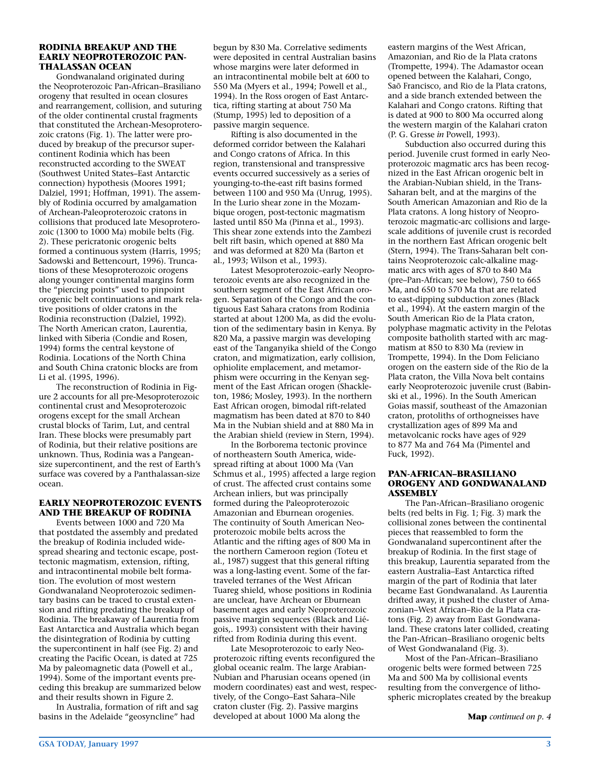## RODINIA BREAKUP AND THE EARLY NEOPROTEROZOIC PAN-THALASSAN OCEAN

Gondwanaland originated during the Neoproterozoic Pan-African–Brasiliano orogeny that resulted in ocean closures and rearrangement, collision, and suturing of the older continental crustal fragments that constituted the Archean-Mesoproterozoic cratons (Fig. 1). The latter were produced by breakup of the precursor supercontinent Rodinia which has been reconstructed according to the SWEAT (Southwest United States–East Antarctic connection) hypothesis (Moores 1991; Dalziel, 1991; Hoffman, 1991). The assembly of Rodinia occurred by amalgamation of Archean-Paleoproterozoic cratons in collisions that produced late Mesoproterozoic (1300 to 1000 Ma) mobile belts (Fig. 2). These pericratonic orogenic belts formed a continuous system (Harris, 1995; Sadowski and Bettencourt, 1996). Truncations of these Mesoproterozoic orogens along younger continental margins form the "piercing points" used to pinpoint orogenic belt continuations and mark relative positions of older cratons in the Rodinia reconstruction (Dalziel, 1992). The North American craton, Laurentia, linked with Siberia (Condie and Rosen, 1994) forms the central keystone of Rodinia. Locations of the North China and South China cratonic blocks are from Li et al. (1995, 1996).

The reconstruction of Rodinia in Figure 2 accounts for all pre-Mesoproterozoic continental crust and Mesoproterozoic orogens except for the small Archean crustal blocks of Tarim, Lut, and central Iran. These blocks were presumably part of Rodinia, but their relative positions are unknown. Thus, Rodinia was a Pangean-size supercontinent, and the rest of Earth's surface was covered by a Panthalassan-size ocean.

## EARLY NEOPROTEROZOIC EVENTS AND THE BREAKUP OF RODINIA

Events between 1000 and 720 Ma that postdated the assembly and predated the breakup of Rodinia included widespread shearing and tectonic escape, post-tectonic magmatism, extension, rifting, and intracontinental mobile belt formation. The evolution of most western Gondwanaland Neoproterozoic sedimentary basins can be traced to crustal extension and rifting predating the breakup of Rodinia. The breakaway of Laurentia from East Antarctica and Australia which began the disintegration of Rodinia by cutting the supercontinent in half (see Fig. 2) and creating the Pacific Ocean, is dated at 725 Ma by paleomagnetic data (Powell et al., 1994). Some of the important events preceding this breakup are summarized below and their results shown in Figure 2.

In Australia, formation of rift and sag basins in the Adelaide "geosyncline" had begun by 830 Ma. Correlative sediments were deposited in central Australian basins whose margins were later deformed in an intracontinental mobile belt at 600 to 550 Ma (Myers et al., 1994; Powell et al., 1994). In the Ross orogen of East Antarctica, rifting starting at about 750 Ma (Stump, 1995) led to deposition of a passive margin sequence.

Rifting is also documented in the deformed corridor between the Kalahari and Congo cratons of Africa. In this region, transtensional and transpressive events occurred successively as a series of younging-to-the-east rift basins formed between 1100 and 950 Ma (Unrug, 1995). In the Lurio shear zone in the Mozambique orogen, post-tectonic magmatism lasted until 850 Ma (Pinna et al., 1993). This shear zone extends into the Zambezi belt rift basin, which opened at 880 Ma and was deformed at 820 Ma (Barton et al., 1993; Wilson et al., 1993).

Latest Mesoproterozoic–early Neoproterozoic events are also recognized in the southern segment of the East African orogen. Separation of the Congo and the contiguous East Sahara cratons from Rodinia started at about 1200 Ma, as did the evolution of the sedimentary basin in Kenya. By 820 Ma, a passive margin was developing east of the Tanganyika shield of the Congo craton, and migmatization, early collision, ophiolite emplacement, and metamorphism were occurring in the Kenyan segment of the East African orogen (Shackleton, 1986; Mosley, 1993). In the northern East African orogen, bimodal rift-related magmatism has been dated at 870 to 840 Ma in the Nubian shield and at 880 Ma in the Arabian shield (review in Stern, 1994).

In the Borborema tectonic province of northeastern South America, widespread rifting at about 1000 Ma (Van Schmus et al., 1995) affected a large region of crust. The affected crust contains some Archean inliers, but was principally formed during the Paleoproterozoic Amazonian and Eburnean orogenies. The continuity of South American Neoproterozoic mobile belts across the Atlantic and the rifting ages of 800 Ma in the northern Cameroon region (Toteu et al., 1987) suggest that this general rifting was a long-lasting event. Some of the far-traveled terranes of the West African Tuareg shield, whose positions in Rodinia are unclear, have Archean or Eburnean basement ages and early Neoproterozoic passive margin sequences (Black and Liégois,. 1993) consistent with their having rifted from Rodinia during this event.

Late Mesoproterozoic to early Neoproterozoic rifting events reconfigured the global oceanic realm. The large Arabian-Nubian and Pharusian oceans opened (in modern coordinates) east and west, respectively, of the Congo–East Sahara–Nile craton cluster (Fig. 2). Passive margins developed at about 1000 Ma along the eastern margins of the West African, Amazonian, and Rio de la Plata cratons (Trompette, 1994). The Adamastor ocean opened between the Kalahari, Congo, Saõ Francisco, and Rio de la Plata cratons, and a side branch extended between the Kalahari and Congo cratons. Rifting that is dated at 900 to 800 Ma occurred along the western margin of the Kalahari craton (P. G. Gresse *in* Powell, 1993).

Subduction also occurred during this period. Juvenile crust formed in early Neoproterozoic magmatic arcs has been recognized in the East African orogenic belt in the Arabian-Nubian shield, in the Trans-Saharan belt, and at the margins of the South American Amazonian and Rio de la Plata cratons. A long history of Neoproterozoic magmatic-arc collisions and large-scale additions of juvenile crust is recorded in the northern East African orogenic belt (Stern, 1994). The Trans-Saharan belt contains Neoproterozoic calc-alkaline magmatic arcs with ages of 870 to 840 Ma (pre–Pan-African; see below), 750 to 665 Ma, and 650 to 570 Ma that are related to east-dipping subduction zones (Black et al., 1994). At the eastern margin of the South American Rio de la Plata craton, polyphase magmatic activity in the Pelotas composite batholith started with arc magmatism at 850 to 830 Ma (review in Trompette, 1994). In the Dom Feliciano orogen on the eastern side of the Rio de la Plata craton, the Villa Nova belt contains early Neoproterozoic juvenile crust (Babinski et al., 1996). In the South American Goias massif, southeast of the Amazonian craton, protoliths of orthogneisses have crystallization ages of 899 Ma and metavolcanic rocks have ages of 929 to 877 Ma and 764 Ma (Pimentel and Fuck, 1992).

## PAN-AFRICAN–BRASILIANO OROGENY AND GONDWANALAND ASSEMBLY

The Pan-African–Brasiliano orogenic belts (red belts in Fig. 1; Fig. 3) mark the collisional zones between the continental pieces that reassembled to form the Gondwanaland supercontinent after the breakup of Rodinia. In the first stage of this breakup, Laurentia separated from the eastern Australia–East Antarctica rifted margin of the part of Rodinia that later became East Gondwanaland. As Laurentia drifted away, it pushed the cluster of Amazonian–West African–Rio de la Plata cratons (Fig. 2) away from East Gondwanaland. These cratons later collided, creating the Pan-African–Brasiliano orogenic belts of West Gondwanaland (Fig. 3).

Most of the Pan-African–Brasiliano orogenic belts were formed between 725 Ma and 500 Ma by collisional events resulting from the convergence of lithospheric microplates created by the breakup

**Map** *continued on p. 4*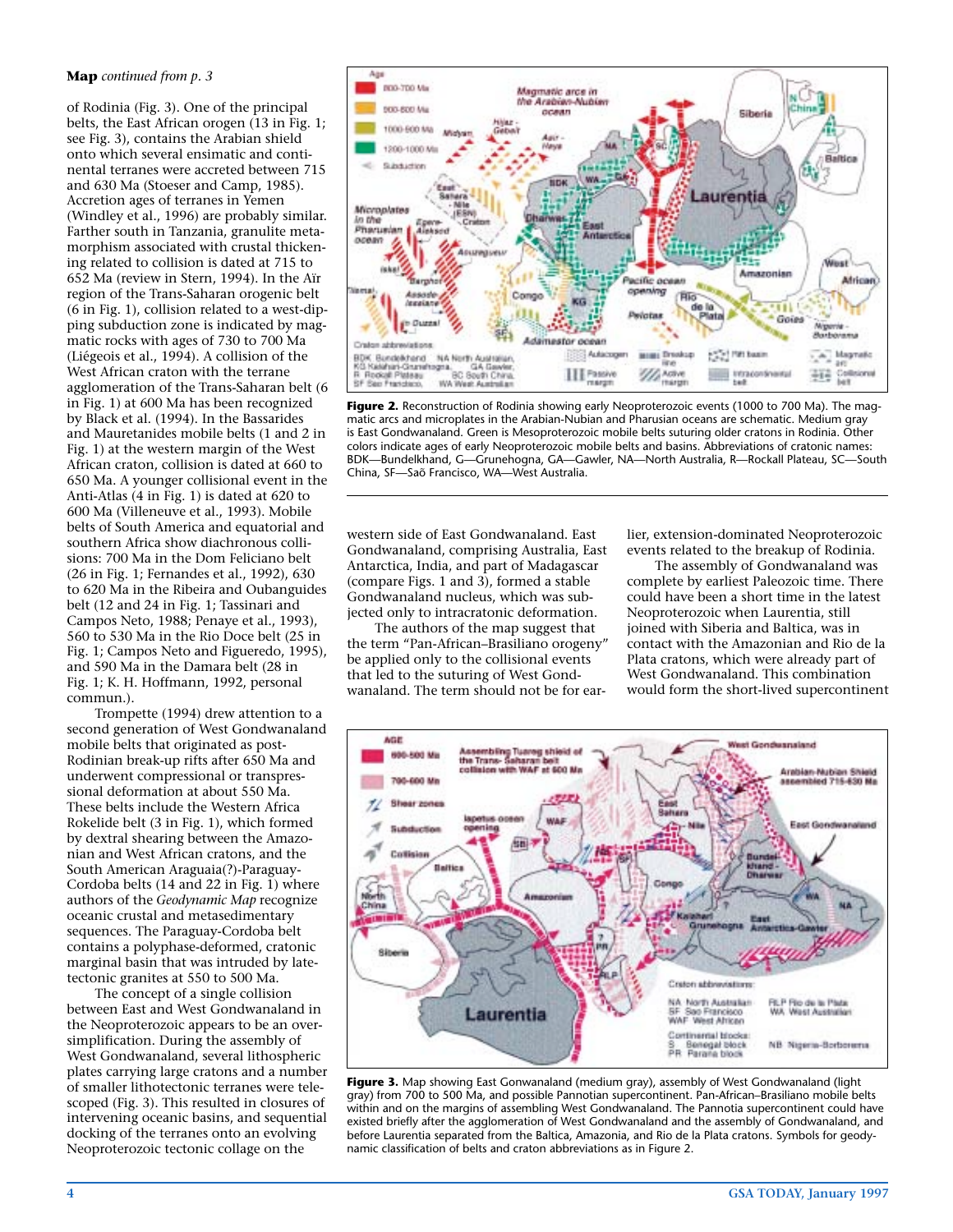**Map** *continued from p. 3*

of Rodinia (Fig. 3). One of the principal belts, the East African orogen (13 in Fig. 1; see Fig. 3), contains the Arabian shield onto which several ensimatic and continental terranes were accreted between 715 and 630 Ma (Stoeser and Camp, 1985). Accretion ages of terranes in Yemen (Windley et al., 1996) are probably similar. Farther south in Tanzania, granulite metamorphism associated with crustal thickening related to collision is dated at 715 to 652 Ma (review in Stern, 1994). In the Aïr region of the Trans-Saharan orogenic belt (6 in Fig. 1), collision related to a west-dipping subduction zone is indicated by magmatic rocks with ages of 730 to 700 Ma (Liégeois et al., 1994). A collision of the West African craton with the terrane agglomeration of the Trans-Saharan belt (6 in Fig. 1) at 600 Ma has been recognized by Black et al. (1994). In the Bassarides and Mauretanides mobile belts (1 and 2 in Fig. 1) at the western margin of the West African craton, collision is dated at 660 to 650 Ma. A younger collisional event in the Anti-Atlas (4 in Fig. 1) is dated at 620 to 600 Ma (Villeneuve et al., 1993). Mobile belts of South America and equatorial and southern Africa show diachronous collisions: 700 Ma in the Dom Feliciano belt (26 in Fig. 1; Fernandes et al., 1992), 630 to 620 Ma in the Ribeira and Oubanguides belt (12 and 24 in Fig. 1; Tassinari and Campos Neto, 1988; Penaye et al., 1993), 560 to 530 Ma in the Rio Doce belt (25 in Fig. 1; Campos Neto and Figueredo, 1995), and 590 Ma in the Damara belt (28 in Fig. 1; K. H. Hoffmann, 1992, personal commun.).

Trompette (1994) drew attention to a second generation of West Gondwanaland mobile belts that originated as post-Rodinian break-up rifts after 650 Ma and underwent compressional or transpressional deformation at about 550 Ma. These belts include the Western Africa Rokelide belt (3 in Fig. 1), which formed by dextral shearing between the Amazonian and West African cratons, and the South American Araguaia(?)-Paraguay-Cordoba belts (14 and 22 in Fig. 1) where authors of the *Geodynamic Map* recognize oceanic crustal and metasedimentary sequences. The Paraguay-Cordoba belt contains a polyphase-deformed, cratonic marginal basin that was intruded by late-tectonic granites at 550 to 500 Ma.

The concept of a single collision between East and West Gondwanaland in the Neoproterozoic appears to be an oversimplification. During the assembly of West Gondwanaland, several lithospheric plates carrying large cratons and a number of smaller lithotectonic terranes were telescoped (Fig. 3). This resulted in closures of intervening oceanic basins, and sequential docking of the terranes onto an evolving Neoproterozoic tectonic collage on the western side of East Gondwanaland. East Gondwanaland, comprising Australia, East Antarctica, India, and part of Madagascar (compare Figs. 1 and 3), formed a stable Gondwanaland nucleus, which was subjected only to intracratonic deformation.

The authors of the map suggest that the term "Pan-African–Brasiliano orogeny" be applied only to the collisional events that led to the suturing of West Gondwanaland. The term should not be for earlier, extension-dominated Neoproterozoic events related to the breakup of Rodinia.

The assembly of Gondwanaland was complete by earliest Paleozoic time. There could have been a short time in the latest Neoproterozoic when Laurentia, still joined with Siberia and Baltica, was in contact with the Amazonian and Rio de la Plata cratons, which were already part of West Gondwanaland. This combination would form the short-lived supercontinent

**Figure 2.** Reconstruction of Rodinia showing early Neoproterozoic events (1000 to 700 Ma). The magmatic arcs and microplates in the Arabian-Nubian and Pharusian oceans are schematic. Medium gray is East Gondwanaland. Green is Mesoproterozoic mobile belts suturing older cratons in Rodinia. Other colors indicate ages of early Neoproterozoic mobile belts and basins. Abbreviations of cratonic names: BDK—Bundelkhand, G—Grunehogna, GA—Gawler, NA—North Australia, R—Rockall Plateau, SC—South China, SF—Saõ Francisco, WA—West Australia.

**Figure 3.** Map showing East Gonwanaland (medium gray), assembly of West Gondwanaland (light gray) from 700 to 500 Ma, and possible Pannotian supercontinent. Pan-African–Brasiliano mobile belts within and on the margins of assembling West Gondwanaland. The Pannotia supercontinent could have existed briefly after the agglomeration of West Gondwanaland and the assembly of Gondwanaland, and before Laurentia separated from the Baltica, Amazonia, and Rio de la Plata cratons. Symbols for geodynamic classification of belts and craton abbreviations as in Figure 2.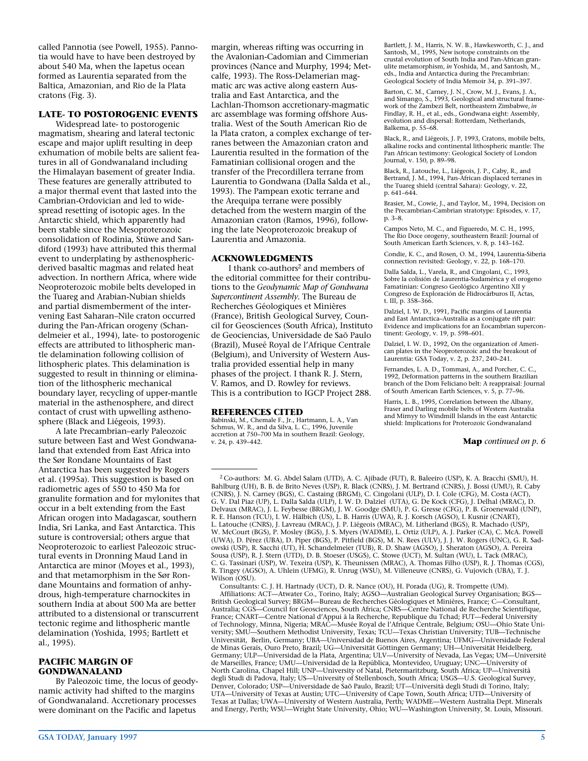called Pannotia (see Powell, 1955). Pannotia would have to have been destroyed by about 540 Ma, when the Iapetus ocean formed as Laurentia separated from the Baltica, Amazonian, and Rio de la Plata cratons (Fig. 3).

## LATE- TO POSTOROGENIC EVENTS

Widespread late- to postorogenic magmatism, shearing and lateral tectonic escape and major uplift resulting in deep exhumation of mobile belts are salient features in all of Gondwanaland including the Himalayan basement of greater India. These features are generally attributed to a major thermal event that lasted into the Cambrian-Ordovician and led to widespread resetting of isotopic ages. In the Antarctic shield, which apparently had been stable since the Mesoproterozoic consolidation of Rodinia, Stüwe and Sandiford (1993) have attributed this thermal event to underplating by asthenosphericderived basaltic magmas and related heat advection. In northern Africa, where wide Neoproterozoic mobile belts developed in the Tuareg and Arabian-Nubian shields and partial dismemberment of the intervening East Saharan–Nile craton occurred during the Pan-African orogeny (Schandelmeier et al., 1994), late- to postorogenic effects are attributed to lithospheric mantle delamination following collision of lithospheric plates. This delamination is suggested to result in thinning or elimination of the lithospheric mechanical boundary layer, recycling of upper-mantle material in the asthenosphere, and direct contact of crust with upwelling asthenosphere (Black and Liégeois, 1993).

A late Precambrian–early Paleozoic suture between East and West Gondwanaland that extended from East Africa into the Sør Rondane Mountains of East Antarctica has been suggested by Rogers et al. (1995a). This suggestion is based on radiometric ages of 550 to 450 Ma for granulite formation and for mylonites that occur in a belt extending from the East African orogen into Madagascar, southern India, Sri Lanka, and East Antarctica. This suture is controversial; others argue that Neoproterozoic to earliest Paleozoic structural events in Dronning Maud Land in Antarctica are minor (Moyes et al., 1993), and that metamorphism in the Sør Rondane Mountains and formation of anhydrous, high-temperature charnockites in southern India at about 500 Ma are better attributed to a distensional or transcurrent tectonic regime and lithospheric mantle delamination (Yoshida, 1995; Bartlett et al., 1995).

## PACIFIC MARGIN OF GONDWANALAND

By Paleozoic time, the locus of geodynamic activity had shifted to the margins of Gondwanaland. Accretionary processes were dominant on the Pacific and Iapetus margin, whereas rifting was occurring in the Avalonian-Cadomian and Cimmerian provinces (Nance and Murphy, 1994; Metcalfe, 1993). The Ross-Delamerian magmatic arc was active along eastern Australia and East Antarctica, and the Lachlan-Thomson accretionary-magmatic arc assemblage was forming offshore Australia. West of the South American Rio de la Plata craton, a complex exchange of terranes between the Amazonian craton and Laurentia resulted in the formation of the Famatinian collisional orogen and the transfer of the Precordillera terrane from Laurentia to Gondwana (Dalla Salda et al., 1993). The Pampean exotic terrane and the Arequipa terrane were possibly detached from the western margin of the Amazonian craton (Ramos, 1996), following the late Neoproterozoic breakup of Laurentia and Amazonia.

## ACKNOWLEDGMENTS

I thank co-authors[2] and members of the editorial committee for their contributions to the *Geodynamic Map of Gondwana Supercontinent Assembly.* The Bureau de Recherches Géologiques et Minières (France), British Geological Survey, Council for Geosciences (South Africa), Instituto de Geociencias, Universidade de Saõ Paulo (Brazil), Museé Royal de l'Afrique Centrale (Belgium), and University of Western Australia provided essential help in many phases of the project. I thank R. J. Stern, V. Ramos, and D. Rowley for reviews. This is a contribution to IGCP Project 288.

## REFERENCES CITED

Babinski, M., Chemale F., Jr., Hartmann, L. A., Van Schmus, W. R., and da Silva, L. C., 1996, Juvenile accretion at 750–700 Ma in southern Brazil: Geology, v. 24, p. 439–442.

Bartlett, J. M., Harris, N. W. B., Hawkesworth, C. J., and Santosh, M., 1995, New isotope constraints on the crustal evolution of South India and Pan-African granulite metamorphism, *in* Yoshida, M., and Santosh, M., eds., India and Antarctica during the Precambrian: Geological Society of India Memoir 34, p. 391–397.

Barton, C. M., Carney, J. N., Crow, M. J., Evans, J. A., and Simango, S., 1993, Geological and structural framework of the Zambezi Belt, northeastern Zimbabwe, *in* Findlay, R. H., et al., eds., Gondwana eight: Assembly, evolution and dispersal: Rotterdam, Netherlands, Balkema, p. 55–68.

Black, R., and Liégeois, J. P, 1993, Cratons, mobile belts, alkaline rocks and continental lithospheric mantle: The Pan African testimony: Geological Society of London Journal, v. 150, p. 89–98.

Black, R., Latouche, L., Liégeois, J. P., Caby, R., and Bertrand, J. M., 1994, Pan-African displaced terranes in the Tuareg shield (central Sahara): Geology, v. 22, p. 641–644.

Brasier, M., Cowie, J., and Taylor, M., 1994, Decision on the Precambrian-Cambrian stratotype: Episodes, v. 17, p. 3–8.

Campos Neto, M. C., and Figueredo, M. C. H., 1995, The Rio Doce orogeny, southeastern Brazil: Journal of South American Earth Sciences, v. 8, p. 143–162.

Condie, K. C., and Rosen, O. M., 1994, Laurentia-Siberia connection revisited: Geology, v. 22, p. 168–170.

Dalla Salda, L., Varela, R., and Cingolani, C., 1993, Sobre la colisión de Laurentia-Sudamérica y el orogeno Famatinian: Congreso Geológico Argentino XII y Congreso de Exploración de Hidrocârburos II, Actas, t. III, p. 358–366.

Dalziel, I. W. D., 1991, Pacific margins of Laurentia and East Antarctica–Australia as a conjugate rift pair: Evidence and implications for an Eocambrian supercontinent: Geology, v. 19, p. 598–601.

Dalziel, I. W. D., 1992, On the organization of American plates in the Neoproterozoic and the breakout of Laurentia: GSA Today, v. 2, p. 237, 240–241.

Fernandes, L. A. D., Tommasi, A., and Porcher, C. C., 1992, Deformation patterns in the southern Brazilian branch of the Dom Feliciano belt: A reappraisal: Journal of South American Earth Sciences, v. 5, p. 77–96.

Harris, L. B., 1995, Correlation between the Albany, Fraser and Darling mobile belts of Western Australia and Mirnyy to Windmill Islands in the east Antarctic shield: Implications for Proterozoic Gondwanaland

**Map** *continued on p. 6*

[2] Co-authors: M. G. Abdel Salam (UTD), A. C. Ajibade (FUT), R. Baleeiro (USP), K. A. Bracchi (SMU), H. Bahlburg (UH), B. B. de Brito Neves (USP), R. Black (CNRS), J. M. Bertrand (CNRS), J. Bossi (UMU), R. Caby (CNRS), J. N. Carney (BGS), C. Castaing (BRGM), C. Cingolani (ULP), D. I. Cole (CFG), M. Costa (ACT), G. V. Dal Piaz (UP), L. Dalla Salda (ULP), I. W. D. Dalziel (UTA), G. De Kock (CFG), J. Delhal (MRAC), D. Delvaux (MRAC), J. L. Feybesse (BRGM), J. W. Goodge (SMU), P. G. Gresse (CFG), P. B. Groenewald (UNP), R. E. Hanson (TCU), I. W. Hälbich (US), L. B. Harris (UWA), R. J. Korsch (AGSO), I. Kusnir (CNART), L. Latouche (CNRS), J. Lavreau (MRAC), J. P. Liégeois (MRAC), M. Litherland (BGS), R. Machado (USP), W. McCourt (BGS), P. Mosley (BGS), J. S. Myers (WADME), L. Ortiz (ULP), A. J. Parker (CA), C. McA. Powell (UWA), D. Pérez (UBA), D. Piper (BGS), P. Pitfield (BGS), M. N. Rees (ULV), J. J. W. Rogers (UNC), G. R. Sadowski (USP), R. Sacchi (UT), H. Schandelmeier (TUB), R. D. Shaw (AGSO), J. Sheraton (AGSO), A. Pereira Sousa (USP), R. J. Stern (UTD), D. B. Stoeser (USGS), C. Stowe (UCT), M. Sultan (WU), L. Tack (MRAC), C. G. Tassinari (USP), W. Texeira (USP), K. Theunissen (MRAC), A. Thomas Filho (USP), R. J. Thomas (CGS), R. Tingey (AGSO), A. Uhlein (UFMG), R. Unrug (WSU), M. Villeneuve (CNRS), G. Vujovich (UBA), T. J. Wilson (OSU).

Consultants: C. J. H. Hartnady (UCT), D. R. Nance (OU), H. Porada (UG), R. Trompette (UM).

Affiliations: ACT—Atwater Co., Torino, Italy; AGSO—Australian Geological Survey Organisation; BGS—British Geological Survey; BRGM—Bureau de Recherches Géologiques et Minières, France; C—Consultant, Australia; CGS—Council for Geosciences, South Africa; CNRS—Centre National de Recherche Scientifique, France; CNART—Centre National d'Appui à la Recherche, Republique du Tchad; FUT—Federal University of Technology, Minna, Nigeria; MRAC—Musée Royal de l'Afrique Centrale, Belgium; OSU—Ohio State University; SMU—Southern Methodist University, Texas; TCU—Texas Christian University; TUB—Technische Universität, Berlin, Germany; UBA—Universidad de Buenos Aires, Argentina; UFMG—Universidade Federal de Minas Gerais, Ouro Preto, Brazil; UG—Universität Göttingen Germany; UH—Universität Heidelberg, Germany; ULP—Universidad de la Plata, Argentina; ULV—University of Nevada, Las Vegas; UM—Université de Marseilles, France; UMU—Universidad de la República, Montevideo, Uruguay; UNC—University of North Carolina, Chapel Hill; UNP—University of Natal, Pietermaritzburg, South Africa; UP—Università degli Studi di Padova, Italy; US—University of Stellenbosch, South Africa; USGS—U.S. Geological Survey, Denver, Colorado; USP—Universidade de Saõ Paulo, Brazil; UT—Università degli Studi di Torino, Italy; UTA—University of Texas at Austin; UTC—University of Cape Town, South Africa; UTD—University of Texas at Dallas; UWA—University of Western Australia, Perth; WADME—Western Australia Dept. Minerals and Energy, Perth; WSU—Wright State University, Ohio; WU—Washington University, St. Louis, Missouri.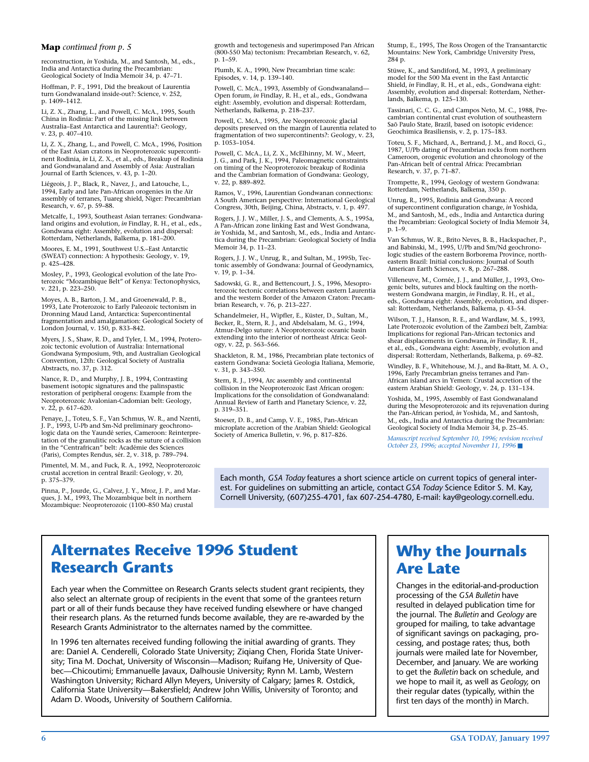**Map** *continued from p. 5*

reconstruction, *in* Yoshida, M., and Santosh, M., eds., India and Antarctica during the Precambrian: Geological Society of India Memoir 34, p. 47–71.

Hoffman, P. F., 1991, Did the breakout of Laurentia turn Gondwanaland inside-out?: Science, v. 252, p. 1409–1412.

Li, Z. X., Zhang, L., and Powell, C. McA., 1995, South China in Rodinia: Part of the missing link between Australia–East Antarctica and Laurentia?: Geology, v. 23, p. 407–410.

Li, Z. X., Zhang, L., and Powell, C. McA., 1996, Position of the East Asian cratons in Neoproterozoic supercontinent Rodinia, *in* Li, Z. X., et al., eds., Breakup of Rodinia and Gondwanaland and Assembly of Asia: Australian Journal of Earth Sciences, v. 43, p. 1–20.

Liégeois, J. P., Black, R., Navez, J., and Latouche, L., 1994, Early and late Pan-African orogenies in the Aïr assembly of terranes, Tuareg shield, Niger: Precambrian Research, v. 67, p. 59–88.

Metcalfe, I., 1993, Southeast Asian terranes: Gondwanaland origins and evolution, *in* Findlay, R. H., et al., eds., Gondwana eight: Assembly, evolution and dispersal: Rotterdam, Netherlands, Balkema, p. 181–200.

Moores, E. M., 1991, Southwest U.S.–East Antarctic (SWEAT) connection: A hypothesis: Geology, v. 19, p. 425–428.

Mosley, P., 1993, Geological evolution of the late Proterozoic "Mozambique Belt" of Kenya: Tectonophysics, v. 221, p. 223–250.

Moyes, A. B., Barton, J. M., and Groenewald, P. B., 1993, Late Proterozoic to Early Paleozoic tectonism in Dronning Maud Land, Antarctica: Supercontinental fragmentation and amalgamation: Geological Society of London Journal, v. 150, p. 833–842.

Myers, J. S., Shaw, R. D., and Tyler, I. M., 1994, Proterozoic tectonic evolution of Australia: International Gondwana Symposium, 9th, and Australian Geological Convention, 12th: Geological Society of Australia Abstracts, no. 37, p. 312.

Nance, R. D., and Murphy, J. B., 1994, Contrasting basement isotopic signatures and the palinspastic restoration of peripheral orogens: Example from the Neoproterozoic Avalonian-Cadomian belt: Geology, v. 22, p. 617–620.

Penaye, J., Toteu, S. F., Van Schmus, W. R., and Nzenti, J. P., 1993, U-Pb and Sm-Nd preliminary geochronologic data on the Yaundé series, Cameroon: Reinterpretation of the granulitic rocks as the suture of a collision in the "Centrafrican" belt: Académie des Sciences (Paris), Comptes Rendus, sér. 2, v. 318, p. 789–794.

Pimentel, M. M., and Fuck, R. A., 1992, Neoproterozoic crustal accretion in central Brazil: Geology, v. 20, p. 375–379.

Pinna, P., Jourde, G., Calvez, J. Y., Mroz, J. P., and Marques, J. M., 1993, The Mozambique belt in northern Mozambique: Neoproterozoic (1100–850 Ma) crustal growth and tectogenesis and superimposed Pan African (800-550 Ma) tectonism: Precambrian Research, v. 62, p. 1–59.

Plumb, K. A., 1990, New Precambrian time scale: Episodes, v. 14, p. 139–140.

Powell, C. McA., 1993, Assembly of Gondwanaland—Open forum, *in* Findlay, R. H., et al., eds., Gondwana eight: Assembly, evolution and dispersal: Rotterdam, Netherlands, Balkema, p. 218–237.

Powell, C. McA., 1995, Are Neoproterozoic glacial deposits preserved on the margin of Laurentia related to fragmentation of two supercontinents?: Geology, v. 23, p. 1053–1054.

Powell, C. McA., Li, Z. X., McElhinny, M. W., Meert, J. G., and Park, J. K., 1994, Paleomagnetic constraints on timing of the Neoproterozoic breakup of Rodinia and the Cambrian formation of Gondwana: Geology, v. 22, p. 889–892.

Ramos, V., 1996, Laurentian Gondwanan connections: A South American perspective: International Geological Congress, 30th, Beijing, China, Abstracts, v. 1, p. 497.

Rogers, J. J. W., Miller, J. S., and Clements, A. S., 1995a, A Pan-African zone linking East and West Gondwana, *in* Yoshida, M., and Santosh, M., eds., India and Antarctica during the Precambrian: Geological Society of India Memoir 34, p. 11–23.

Rogers, J. J. W., Unrug, R., and Sultan, M., 1995b, Tectonic assembly of Gondwana: Journal of Geodynamics, v. 19, p. 1–34.

Sadowski, G. R., and Bettencourt, J. S., 1996, Mesoproterozoic tectonic correlations between eastern Laurentia and the western Border of the Amazon Craton: Precambrian Research, v. 76, p. 213–227.

Schandelmeier, H., Wipfler, E., Küster, D., Sultan, M., Becker, R., Stern, R. J., and Abdelsalam, M. G., 1994, Atmur-Delgo suture: A Neoproterozoic oceanic basin extending into the interior of northeast Africa: Geology, v. 22, p. 563–566.

Shackleton, R. M., 1986, Precambrian plate tectonics of eastern Gondwana: Società Geologia Italiana, Memorie, v. 31, p. 343–350.

Stern, R. J., 1994, Arc assembly and continental collision in the Neoproterozoic East African orogen: Implications for the consolidation of Gondwanaland: Annual Review of Earth and Planetary Science, v. 22, p. 319–351.

Stoeser, D. B., and Camp, V. E., 1985, Pan-African microplate accretion of the Arabian Shield: Geological Society of America Bulletin, v. 96, p. 817–826.

Stump, E., 1995, The Ross Orogen of the Transantarctic Mountains: New York, Cambridge University Press, 284 p.

Stüwe, K., and Sandiford, M., 1993, A preliminary model for the 500 Ma event in the East Antarctic Shield, *in* Findlay, R. H., et al., eds., Gondwana eight: Assembly, evolution and dispersal: Rotterdam, Netherlands, Balkema, p. 125–130.

Tassinari, C. C. G., and Campos Neto, M. C., 1988, Precambrian continental crust evolution of southeastern São Paulo State, Brazil, based on isotopic evidence: Geochimica Brasiliensis, v. 2, p. 175–183.

Toteu, S. F., Michard, A., Bertrand, J. M., and Rocci, G., 1987, U/Pb dating of Precambrian rocks from northern Cameroon, orogenic evolution and chronology of the Pan-African belt of central Africa: Precambrian Research, v. 37, p. 71–87.

Trompette, R., 1994, Geology of western Gondwana: Rotterdam, Netherlands, Balkema, 350 p.

Unrug, R., 1995, Rodinia and Gondwana: A record of supercontinent configuration change, *in* Yoshida, M., and Santosh, M., eds., India and Antarctica during the Precambrian: Geological Society of India Memoir 34, p. 1–9.

Van Schmus, W. R., Brito Neves, B. B., Hackspacher, P., and Babinski, M., 1995, U/Pb and Sm/Nd geochronologic studies of the eastern Borborema Province, northeastern Brazil: Initial conclusions: Journal of South American Earth Sciences, v. 8, p. 267–288.

Villeneuve, M., Cornée, J. J., and Müller, J., 1993, Orogenic belts, sutures and block faulting on the northwestern Gondwana margin, *in* Findlay, R. H., et al., eds., Gondwana eight: Assembly, evolution, and dispersal: Rotterdam, Netherlands, Balkema, p. 43–54.

Wilson, T. J., Hanson, R. E., and Wardlaw, M. S., 1993, Late Proterozoic evolution of the Zambezi belt, Zambia: Implications for regional Pan-African tectonics and shear displacements in Gondwana, *in* Findlay, R. H., et al., eds., Gondwana eight: Assembly, evolution and dispersal: Rotterdam, Netherlands, Balkema, p. 69–82.

Windley, B. F., Whitehouse, M. J., and Ba-Btatt, M. A. O., 1996, Early Precambrian gneiss terranes and Pan-African island arcs in Yemen: Crustal accretion of the eastern Arabian Shield: Geology, v. 24, p. 131–134.

Yoshida, M., 1995, Assembly of East Gondwanaland during the Mesoproterozoic and its rejuvenation during the Pan-African period, *in* Yoshida, M., and Santosh, M., eds., India and Antarctica during the Precambrian: Geological Society of India Memoir 34, p. 25–45.

*Manuscript received September 10, 1996; revision received October 23, 1996; accepted November 11, 1996* ■

Each month, *GSA Today* features a short science article on current topics of general interest. For guidelines on submitting an article, contact *GSA Today* Science Editor S. M. Kay, Cornell University, (607)255-4701, fax 607-254-4780, E-mail: kay@geology.cornell.edu.

## Alternates Receive 1996 Student Research Grants

Each year when the Committee on Research Grants selects student grant recipients, they also select an alternate group of recipients in the event that some of the grantees return part or all of their funds because they have received funding elsewhere or have changed their research plans. As the returned funds become available, they are re-awarded by the Research Grants Administrator to the alternates named by the committee.

In 1996 ten alternates received funding following the initial awarding of grants. They are: Daniel A. Cenderelli, Colorado State University; Ziqiang Chen, Florida State University; Tina M. Dochat, University of Wisconsin—Madison; Ruifang He, University of Quebec—Chicoutimi; Emmanuelle Javaux, Dalhousie University; Rynn M. Lamb, Western Washington University; Richard Allyn Meyers, University of Calgary; James R. Ostdick, California State University—Bakersfield; Andrew John Willis, University of Toronto; and Adam D. Woods, University of Southern California.

## Why the Journals Are Late

Changes in the editorial-and-production processing of the *GSA Bulletin* have resulted in delayed publication time for the journal. The *Bulletin* and *Geology* are grouped for mailing, to take advantage of significant savings on packaging, processing, and postage rates; thus, both journals were mailed late for November, December, and January. We are working to get the *Bulletin* back on schedule, and we hope to mail it, as well as *Geology,* on their regular dates (typically, within the first ten days of the month) in March.